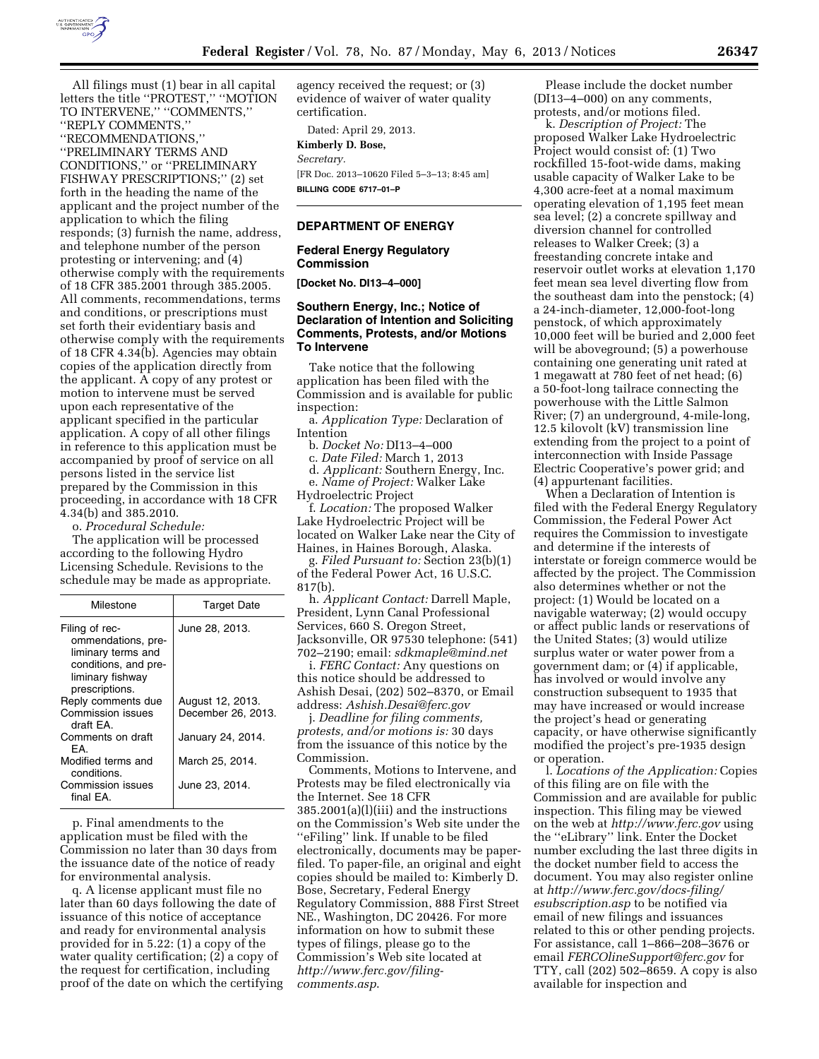All filings must (1) bear in all capital letters the title ''PROTEST,'' ''MOTION TO INTERVENE,'' ''COMMENTS,'' ''REPLY COMMENTS,'' ''RECOMMENDATIONS,'' ''PRELIMINARY TERMS AND CONDITIONS,'' or ''PRELIMINARY FISHWAY PRESCRIPTIONS;'' (2) set forth in the heading the name of the applicant and the project number of the application to which the filing responds; (3) furnish the name, address, and telephone number of the person protesting or intervening; and (4) otherwise comply with the requirements of 18 CFR 385.2001 through 385.2005. All comments, recommendations, terms and conditions, or prescriptions must set forth their evidentiary basis and otherwise comply with the requirements of 18 CFR 4.34(b). Agencies may obtain copies of the application directly from the applicant. A copy of any protest or motion to intervene must be served upon each representative of the applicant specified in the particular application. A copy of all other filings in reference to this application must be accompanied by proof of service on all persons listed in the service list prepared by the Commission in this proceeding, in accordance with 18 CFR 4.34(b) and 385.2010.

o. *Procedural Schedule:*

The application will be processed according to the following Hydro Licensing Schedule. Revisions to the schedule may be made as appropriate.

| Milestone | Target Date |
|---|---|
| Filing of recommendations, preliminary terms and conditions, and preliminary fishway prescriptions. | June 28, 2013. |
| Reply comments due | August 12, 2013. |
| Commission issues draft EA. | December 26, 2013. |
| Comments on draft EA. | January 24, 2014. |
| Modified terms and conditions. | March 25, 2014. |
| Commission issues final EA. | June 23, 2014. |

p. Final amendments to the application must be filed with the Commission no later than 30 days from the issuance date of the notice of ready for environmental analysis.

q. A license applicant must file no later than 60 days following the date of issuance of this notice of acceptance and ready for environmental analysis provided for in 5.22: (1) a copy of the water quality certification; (2) a copy of the request for certification, including proof of the date on which the certifying agency received the request; or (3) evidence of waiver of water quality certification.

Dated: April 29, 2013.

**Kimberly D. Bose,**

*Secretary.*

[FR Doc. 2013–10620 Filed 5–3–13; 8:45 am]

**BILLING CODE 6717–01–P**

## DEPARTMENT OF ENERGY

### Federal Energy Regulatory Commission

**[Docket No. DI13–4–000]**

### Southern Energy, Inc.; Notice of Declaration of Intention and Soliciting Comments, Protests, and/or Motions To Intervene

Take notice that the following application has been filed with the Commission and is available for public inspection:

a. *Application Type:* Declaration of Intention

b. *Docket No:* DI13–4–000

c. *Date Filed:* March 1, 2013

d. *Applicant:* Southern Energy, Inc.

e. *Name of Project:* Walker Lake Hydroelectric Project

f. *Location:* The proposed Walker Lake Hydroelectric Project will be located on Walker Lake near the City of Haines, in Haines Borough, Alaska.

g. *Filed Pursuant to:* Section 23(b)(1) of the Federal Power Act, 16 U.S.C. 817(b).

h. *Applicant Contact:* Darrell Maple, President, Lynn Canal Professional Services, 660 S. Oregon Street, Jacksonville, OR 97530 telephone: (541) 702–2190; email: *sdkmaple@mind.net*

i. *FERC Contact:* Any questions on this notice should be addressed to Ashish Desai, (202) 502–8370, or Email address: *Ashish.Desai@ferc.gov*

j. *Deadline for filing comments, protests, and/or motions is:* 30 days from the issuance of this notice by the Commission.

Comments, Motions to Intervene, and Protests may be filed electronically via the Internet. See 18 CFR 385.2001(a)(l)(iii) and the instructions on the Commission's Web site under the ''eFiling'' link. If unable to be filed electronically, documents may be paper-filed. To paper-file, an original and eight copies should be mailed to: Kimberly D. Bose, Secretary, Federal Energy Regulatory Commission, 888 First Street NE., Washington, DC 20426. For more information on how to submit these types of filings, please go to the Commission's Web site located at *http://www.ferc.gov/filing-comments.asp*.

Please include the docket number (DI13–4–000) on any comments, protests, and/or motions filed.

k. *Description of Project:* The proposed Walker Lake Hydroelectric Project would consist of: (1) Two rockfilled 15-foot-wide dams, making usable capacity of Walker Lake to be 4,300 acre-feet at a nomal maximum operating elevation of 1,195 feet mean sea level; (2) a concrete spillway and diversion channel for controlled releases to Walker Creek; (3) a freestanding concrete intake and reservoir outlet works at elevation 1,170 feet mean sea level diverting flow from the southeast dam into the penstock; (4) a 24-inch-diameter, 12,000-foot-long penstock, of which approximately 10,000 feet will be buried and 2,000 feet will be aboveground; (5) a powerhouse containing one generating unit rated at 1 megawatt at 780 feet of net head; (6) a 50-foot-long tailrace connecting the powerhouse with the Little Salmon River; (7) an underground, 4-mile-long, 12.5 kilovolt (kV) transmission line extending from the project to a point of interconnection with Inside Passage Electric Cooperative's power grid; and (4) appurtenant facilities.

When a Declaration of Intention is filed with the Federal Energy Regulatory Commission, the Federal Power Act requires the Commission to investigate and determine if the interests of interstate or foreign commerce would be affected by the project. The Commission also determines whether or not the project: (1) Would be located on a navigable waterway; (2) would occupy or affect public lands or reservations of the United States; (3) would utilize surplus water or water power from a government dam; or (4) if applicable, has involved or would involve any construction subsequent to 1935 that may have increased or would increase the project's head or generating capacity, or have otherwise significantly modified the project's pre-1935 design or operation.

l. *Locations of the Application:* Copies of this filing are on file with the Commission and are available for public inspection. This filing may be viewed on the web at *http://www.ferc.gov* using the ''eLibrary'' link. Enter the Docket number excluding the last three digits in the docket number field to access the document. You may also register online at *http://www.ferc.gov/docs-filing/esubscription.asp* to be notified via email of new filings and issuances related to this or other pending projects. For assistance, call 1–866–208–3676 or email *FERCOlineSupport@ferc.gov* for TTY, call (202) 502–8659. A copy is also available for inspection and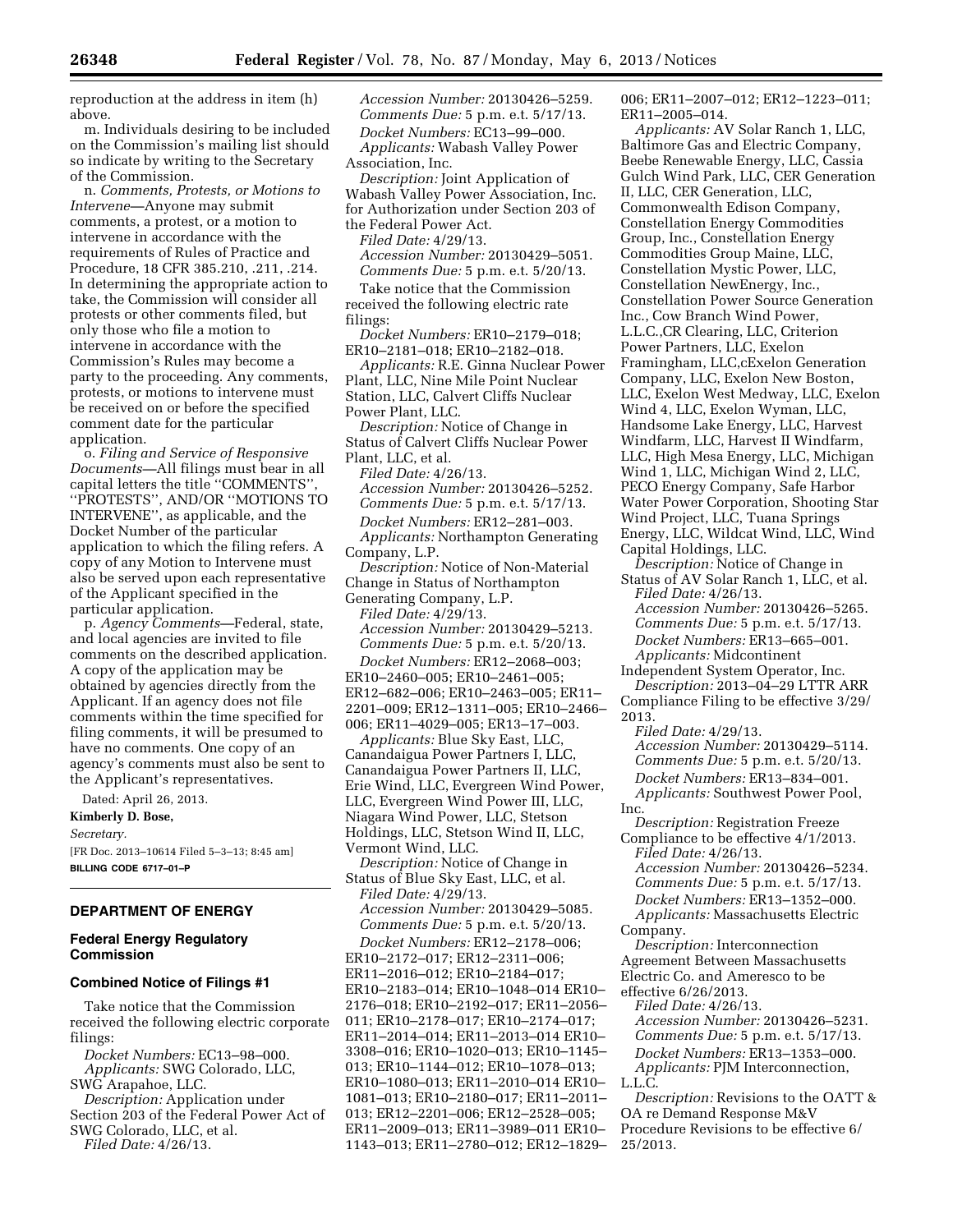reproduction at the address in item (h) above.

m. Individuals desiring to be included on the Commission's mailing list should so indicate by writing to the Secretary of the Commission.

n. *Comments, Protests, or Motions to Intervene*—Anyone may submit comments, a protest, or a motion to intervene in accordance with the requirements of Rules of Practice and Procedure, 18 CFR 385.210, .211, .214. In determining the appropriate action to take, the Commission will consider all protests or other comments filed, but only those who file a motion to intervene in accordance with the Commission's Rules may become a party to the proceeding. Any comments, protests, or motions to intervene must be received on or before the specified comment date for the particular application.

o. *Filing and Service of Responsive Documents*—All filings must bear in all capital letters the title ''COMMENTS'', ''PROTESTS'', AND/OR ''MOTIONS TO INTERVENE'', as applicable, and the Docket Number of the particular application to which the filing refers. A copy of any Motion to Intervene must also be served upon each representative of the Applicant specified in the particular application.

p. *Agency Comments*—Federal, state, and local agencies are invited to file comments on the described application. A copy of the application may be obtained by agencies directly from the Applicant. If an agency does not file comments within the time specified for filing comments, it will be presumed to have no comments. One copy of an agency's comments must also be sent to the Applicant's representatives.

Dated: April 26, 2013.

**Kimberly D. Bose,**

*Secretary.*

[FR Doc. 2013–10614 Filed 5–3–13; 8:45 am]

**BILLING CODE 6717–01–P**

## DEPARTMENT OF ENERGY

### Federal Energy Regulatory Commission

### Combined Notice of Filings #1

Take notice that the Commission received the following electric corporate filings:

*Docket Numbers:* EC13–98–000.
*Applicants:* SWG Colorado, LLC, SWG Arapahoe, LLC.
*Description:* Application under Section 203 of the Federal Power Act of SWG Colorado, LLC, et al.
*Filed Date:* 4/26/13.
*Accession Number:* 20130426–5259.
*Comments Due:* 5 p.m. e.t. 5/17/13.

*Docket Numbers:* EC13–99–000.
*Applicants:* Wabash Valley Power Association, Inc.
*Description:* Joint Application of Wabash Valley Power Association, Inc. for Authorization under Section 203 of the Federal Power Act.
*Filed Date:* 4/29/13.
*Accession Number:* 20130429–5051.
*Comments Due:* 5 p.m. e.t. 5/20/13.

Take notice that the Commission received the following electric rate filings:

*Docket Numbers:* ER10–2179–018; ER10–2181–018; ER10–2182–018.
*Applicants:* R.E. Ginna Nuclear Power Plant, LLC, Nine Mile Point Nuclear Station, LLC, Calvert Cliffs Nuclear Power Plant, LLC.
*Description:* Notice of Change in Status of Calvert Cliffs Nuclear Power Plant, LLC, et al.
*Filed Date:* 4/26/13.
*Accession Number:* 20130426–5252.
*Comments Due:* 5 p.m. e.t. 5/17/13.

*Docket Numbers:* ER12–281–003.
*Applicants:* Northampton Generating Company, L.P.
*Description:* Notice of Non-Material Change in Status of Northampton Generating Company, L.P.
*Filed Date:* 4/29/13.
*Accession Number:* 20130429–5213.
*Comments Due:* 5 p.m. e.t. 5/20/13.

*Docket Numbers:* ER12–2068–003; ER10–2460–005; ER10–2461–005; ER12–682–006; ER10–2463–005; ER11–2201–009; ER12–1311–005; ER10–2466–006; ER11–4029–005; ER13–17–003.
*Applicants:* Blue Sky East, LLC, Canandaigua Power Partners I, LLC, Canandaigua Power Partners II, LLC, Erie Wind, LLC, Evergreen Wind Power, LLC, Evergreen Wind Power III, LLC, Niagara Wind Power, LLC, Stetson Holdings, LLC, Stetson Wind II, LLC, Vermont Wind, LLC.
*Description:* Notice of Change in Status of Blue Sky East, LLC, et al.
*Filed Date:* 4/29/13.
*Accession Number:* 20130429–5085.
*Comments Due:* 5 p.m. e.t. 5/20/13.

*Docket Numbers:* ER12–2178–006; ER10–2172–017; ER12–2311–006; ER11–2016–012; ER10–2184–017; ER10–2183–014; ER10–1048–014 ER10–2176–018; ER10–2192–017; ER11–2056–011; ER10–2178–017; ER10–2174–017; ER11–2014–014; ER11–2013–014 ER10–3308–016; ER10–1020–013; ER10–1145–013; ER10–1144–012; ER10–1078–013; ER10–1080–013; ER11–2010–014 ER10–1081–013; ER10–2180–017; ER11–2011–013; ER12–2201–006; ER12–2528–005; ER11–2009–013; ER11–3989–011 ER10–1143–013; ER11–2780–012; ER12–1829–006; ER11–2007–012; ER12–1223–011; ER11–2005–014.
*Applicants:* AV Solar Ranch 1, LLC, Baltimore Gas and Electric Company, Beebe Renewable Energy, LLC, Cassia Gulch Wind Park, LLC, CER Generation II, LLC, CER Generation, LLC, Commonwealth Edison Company, Constellation Energy Commodities Group, Inc., Constellation Energy Commodities Group Maine, LLC, Constellation Mystic Power, LLC, Constellation NewEnergy, Inc., Constellation Power Source Generation Inc., Cow Branch Wind Power, L.L.C.,CR Clearing, LLC, Criterion Power Partners, LLC, Exelon Framingham, LLC,cExelon Generation Company, LLC, Exelon New Boston, LLC, Exelon West Medway, LLC, Exelon Wind 4, LLC, Exelon Wyman, LLC, Handsome Lake Energy, LLC, Harvest Windfarm, LLC, Harvest II Windfarm, LLC, High Mesa Energy, LLC, Michigan Wind 1, LLC, Michigan Wind 2, LLC, PECO Energy Company, Safe Harbor Water Power Corporation, Shooting Star Wind Project, LLC, Tuana Springs Energy, LLC, Wildcat Wind, LLC, Wind Capital Holdings, LLC.
*Description:* Notice of Change in Status of AV Solar Ranch 1, LLC, et al.
*Filed Date:* 4/26/13.
*Accession Number:* 20130426–5265.
*Comments Due:* 5 p.m. e.t. 5/17/13.

*Docket Numbers:* ER13–665–001.
*Applicants:* Midcontinent Independent System Operator, Inc.
*Description:* 2013–04–29 LTTR ARR Compliance Filing to be effective 3/29/2013.
*Filed Date:* 4/29/13.
*Accession Number:* 20130429–5114.
*Comments Due:* 5 p.m. e.t. 5/20/13.

*Docket Numbers:* ER13–834–001.
*Applicants:* Southwest Power Pool, Inc.
*Description:* Registration Freeze Compliance to be effective 4/1/2013.
*Filed Date:* 4/26/13.
*Accession Number:* 20130426–5234.
*Comments Due:* 5 p.m. e.t. 5/17/13.

*Docket Numbers:* ER13–1352–000.
*Applicants:* Massachusetts Electric Company.
*Description:* Interconnection Agreement Between Massachusetts Electric Co. and Ameresco to be effective 6/26/2013.
*Filed Date:* 4/26/13.
*Accession Number:* 20130426–5231.
*Comments Due:* 5 p.m. e.t. 5/17/13.

*Docket Numbers:* ER13–1353–000.
*Applicants:* PJM Interconnection, L.L.C.
*Description:* Revisions to the OATT & OA re Demand Response M&V Procedure Revisions to be effective 6/25/2013.